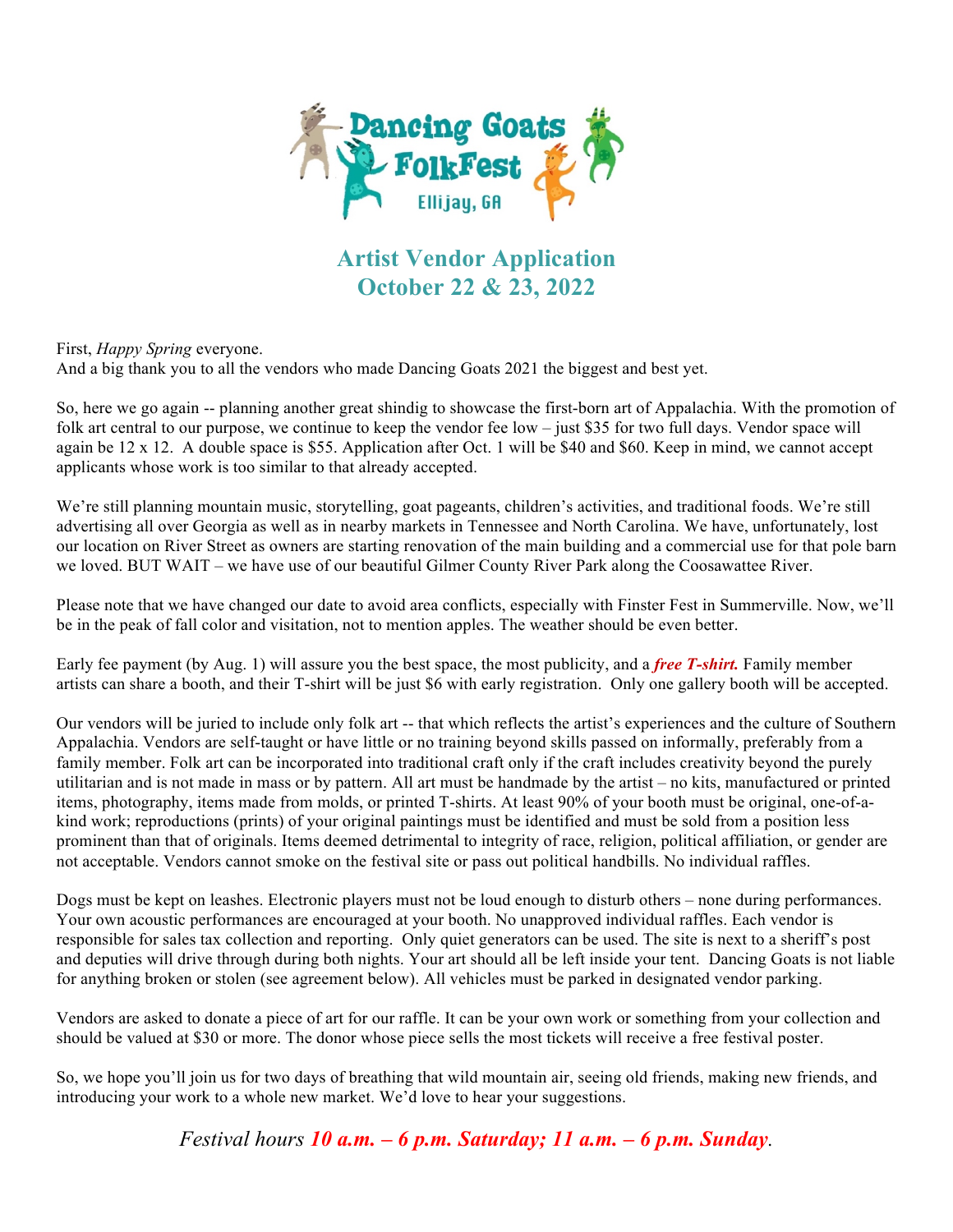# Dancing Goats FolkFest

Ellijay, GA

## Artist Vendor Application
## October 22 & 23, 2022

First, *Happy Spring* everyone.
And a big thank you to all the vendors who made Dancing Goats 2021 the biggest and best yet.

So, here we go again -- planning another great shindig to showcase the first-born art of Appalachia. With the promotion of folk art central to our purpose, we continue to keep the vendor fee low – just $35 for two full days. Vendor space will again be 12 x 12. A double space is $55. Application after Oct. 1 will be $40 and $60. Keep in mind, we cannot accept applicants whose work is too similar to that already accepted.

We're still planning mountain music, storytelling, goat pageants, children's activities, and traditional foods. We're still advertising all over Georgia as well as in nearby markets in Tennessee and North Carolina. We have, unfortunately, lost our location on River Street as owners are starting renovation of the main building and a commercial use for that pole barn we loved. BUT WAIT – we have use of our beautiful Gilmer County River Park along the Coosawattee River.

Please note that we have changed our date to avoid area conflicts, especially with Finster Fest in Summerville. Now, we'll be in the peak of fall color and visitation, not to mention apples. The weather should be even better.

Early fee payment (by Aug. 1) will assure you the best space, the most publicity, and a ***free T-shirt.*** Family member artists can share a booth, and their T-shirt will be just $6 with early registration. Only one gallery booth will be accepted.

Our vendors will be juried to include only folk art -- that which reflects the artist's experiences and the culture of Southern Appalachia. Vendors are self-taught or have little or no training beyond skills passed on informally, preferably from a family member. Folk art can be incorporated into traditional craft only if the craft includes creativity beyond the purely utilitarian and is not made in mass or by pattern. All art must be handmade by the artist – no kits, manufactured or printed items, photography, items made from molds, or printed T-shirts. At least 90% of your booth must be original, one-of-a-kind work; reproductions (prints) of your original paintings must be identified and must be sold from a position less prominent than that of originals. Items deemed detrimental to integrity of race, religion, political affiliation, or gender are not acceptable. Vendors cannot smoke on the festival site or pass out political handbills. No individual raffles.

Dogs must be kept on leashes. Electronic players must not be loud enough to disturb others – none during performances. Your own acoustic performances are encouraged at your booth. No unapproved individual raffles. Each vendor is responsible for sales tax collection and reporting. Only quiet generators can be used. The site is next to a sheriff's post and deputies will drive through during both nights. Your art should all be left inside your tent. Dancing Goats is not liable for anything broken or stolen (see agreement below). All vehicles must be parked in designated vendor parking.

Vendors are asked to donate a piece of art for our raffle. It can be your own work or something from your collection and should be valued at $30 or more. The donor whose piece sells the most tickets will receive a free festival poster.

So, we hope you'll join us for two days of breathing that wild mountain air, seeing old friends, making new friends, and introducing your work to a whole new market. We'd love to hear your suggestions.

*Festival hours **10 a.m. – 6 p.m. Saturday; 11 a.m. – 6 p.m. Sunday**.*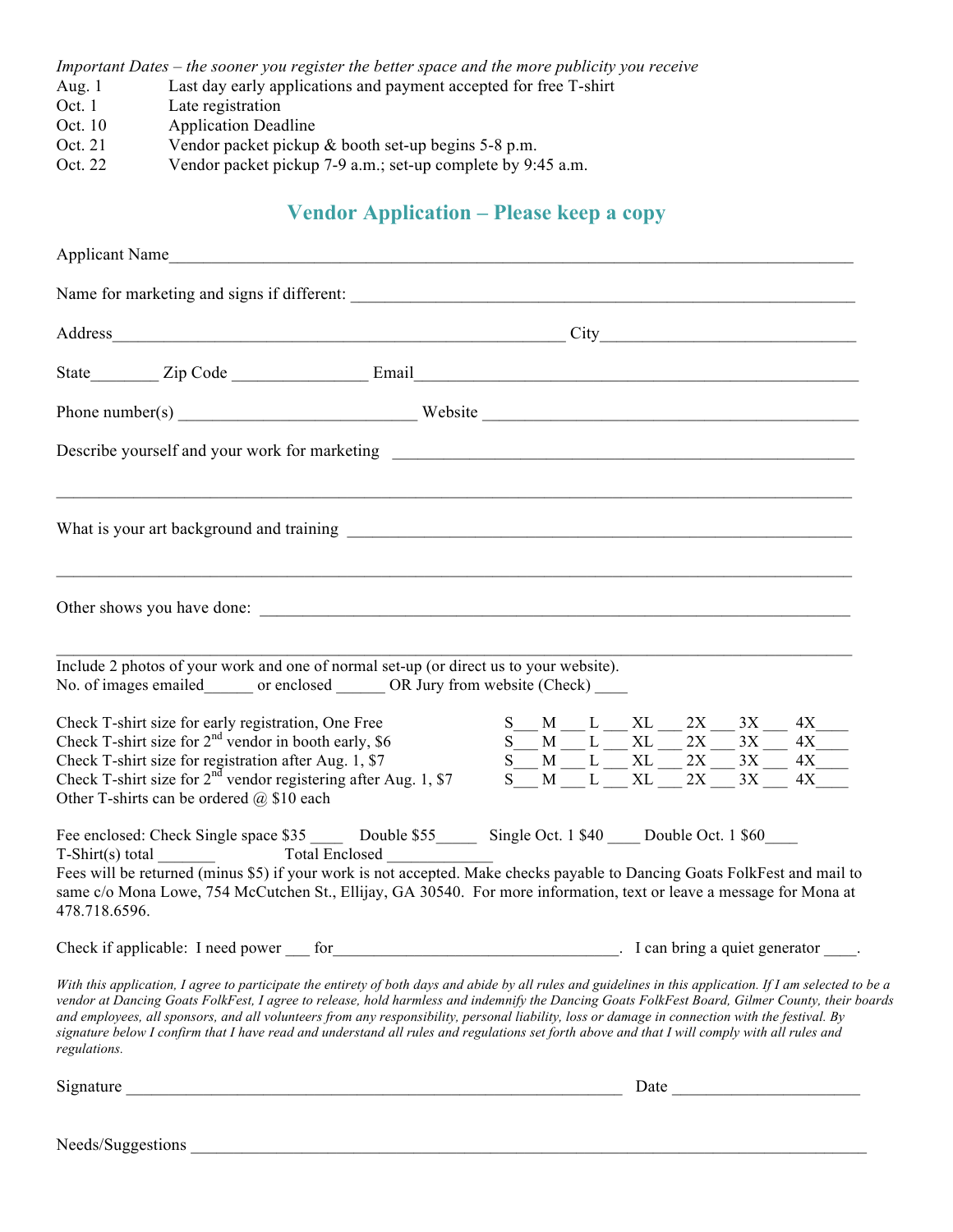*Important Dates – the sooner you register the better space and the more publicity you receive*

| | |
|---|---|
| Aug. 1 | Last day early applications and payment accepted for free T-shirt |
| Oct. 1 | Late registration |
| Oct. 10 | Application Deadline |
| Oct. 21 | Vendor packet pickup & booth set-up begins 5-8 p.m. |
| Oct. 22 | Vendor packet pickup 7-9 a.m.; set-up complete by 9:45 a.m. |

## Vendor Application – Please keep a copy

Applicant Name_______________________________________________________________________

Name for marketing and signs if different: ______________________________________________

Address_______________________________________________ City__________________________

State________ Zip Code ________________ Email_________________________________________

Phone number(s) ___________________________ Website ___________________________________

Describe yourself and your work for marketing ___________________________________________

_____________________________________________________________________________________

What is your art background and training _______________________________________________

_____________________________________________________________________________________

Other shows you have done: ___________________________________________________________

_____________________________________________________________________________________

Include 2 photos of your work and one of normal set-up (or direct us to your website).
No. of images emailed______ or enclosed ______ OR Jury from website (Check) ____

| | |
|---|---|
| Check T-shirt size for early registration, One Free | S___ M ___ L ___ XL ___ 2X ___ 3X ___ 4X____ |
| Check T-shirt size for 2nd vendor in booth early, $6 | S___ M ___ L ___ XL ___ 2X ___ 3X ___ 4X____ |
| Check T-shirt size for registration after Aug. 1, $7 | S___ M ___ L ___ XL ___ 2X ___ 3X ___ 4X____ |
| Check T-shirt size for 2nd vendor registering after Aug. 1, $7 | S___ M ___ L ___ XL ___ 2X ___ 3X ___ 4X____ |

Other T-shirts can be ordered @ $10 each

Fee enclosed: Check Single space $35 ____ Double $55_____ Single Oct. 1 $40 ____ Double Oct. 1 $60____
T-Shirt(s) total _______ Total Enclosed ____________
Fees will be returned (minus $5) if your work is not accepted. Make checks payable to Dancing Goats FolkFest and mail to same c/o Mona Lowe, 754 McCutchen St., Ellijay, GA 30540. For more information, text or leave a message for Mona at 478.718.6596.

Check if applicable: I need power ___ for_________________________________. I can bring a quiet generator ____.

*With this application, I agree to participate the entirety of both days and abide by all rules and guidelines in this application. If I am selected to be a vendor at Dancing Goats FolkFest, I agree to release, hold harmless and indemnify the Dancing Goats FolkFest Board, Gilmer County, their boards and employees, all sponsors, and all volunteers from any responsibility, personal liability, loss or damage in connection with the festival. By signature below I confirm that I have read and understand all rules and regulations set forth above and that I will comply with all rules and regulations.*

Signature ___________________________________________________________ Date ______________________

Needs/Suggestions ____________________________________________________________________________